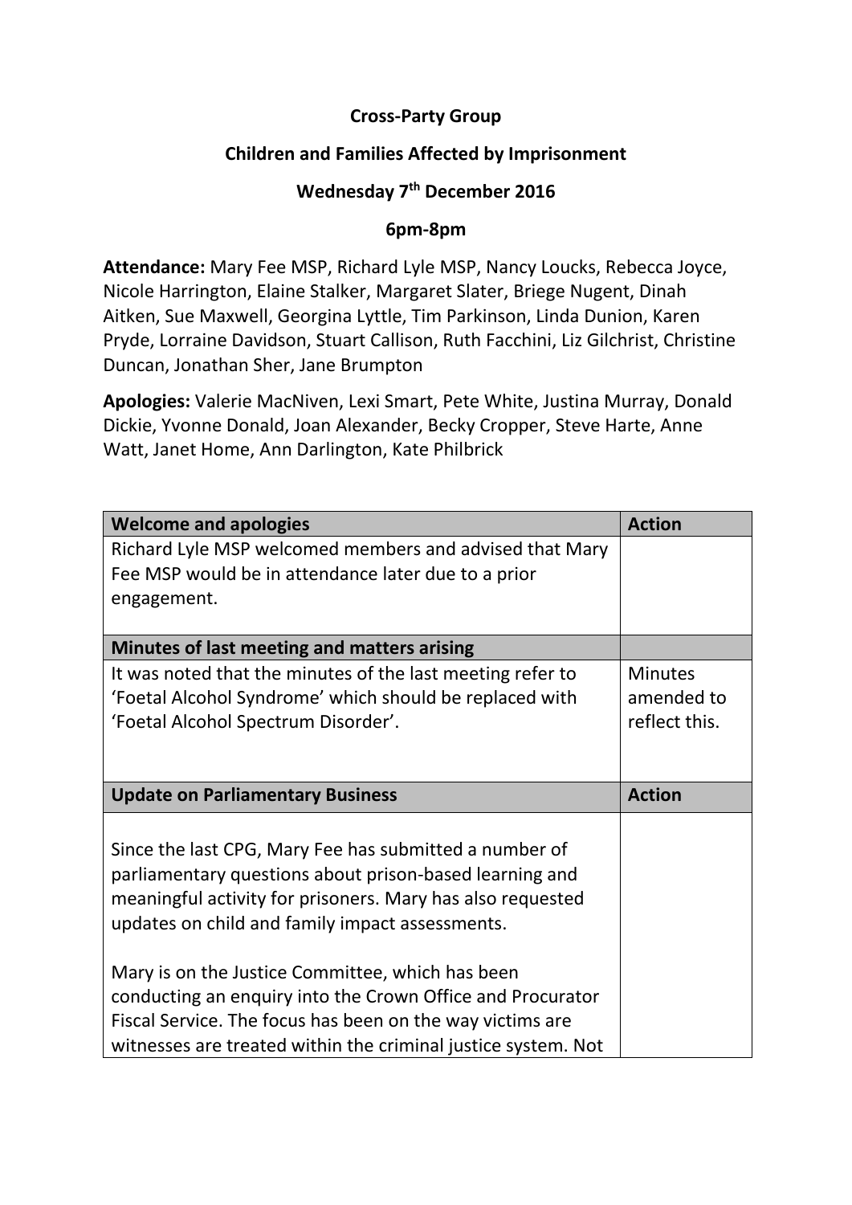**Cross-Party Group**

**Children and Families Affected by Imprisonment**

**Wednesday 7th December 2016**

**6pm-8pm**

**Attendance:** Mary Fee MSP, Richard Lyle MSP, Nancy Loucks, Rebecca Joyce, Nicole Harrington, Elaine Stalker, Margaret Slater, Briege Nugent, Dinah Aitken, Sue Maxwell, Georgina Lyttle, Tim Parkinson, Linda Dunion, Karen Pryde, Lorraine Davidson, Stuart Callison, Ruth Facchini, Liz Gilchrist, Christine Duncan, Jonathan Sher, Jane Brumpton

**Apologies:** Valerie MacNiven, Lexi Smart, Pete White, Justina Murray, Donald Dickie, Yvonne Donald, Joan Alexander, Becky Cropper, Steve Harte, Anne Watt, Janet Home, Ann Darlington, Kate Philbrick

| **Welcome and apologies** | **Action** |
|---|---|
| Richard Lyle MSP welcomed members and advised that Mary Fee MSP would be in attendance later due to a prior engagement. | |
| **Minutes of last meeting and matters arising** | |
| It was noted that the minutes of the last meeting refer to ‘Foetal Alcohol Syndrome’ which should be replaced with ‘Foetal Alcohol Spectrum Disorder’. | Minutes amended to reflect this. |
| **Update on Parliamentary Business** | **Action** |
| Since the last CPG, Mary Fee has submitted a number of parliamentary questions about prison-based learning and meaningful activity for prisoners. Mary has also requested updates on child and family impact assessments.<br><br>Mary is on the Justice Committee, which has been conducting an enquiry into the Crown Office and Procurator Fiscal Service. The focus has been on the way victims are witnesses are treated within the criminal justice system. Not | |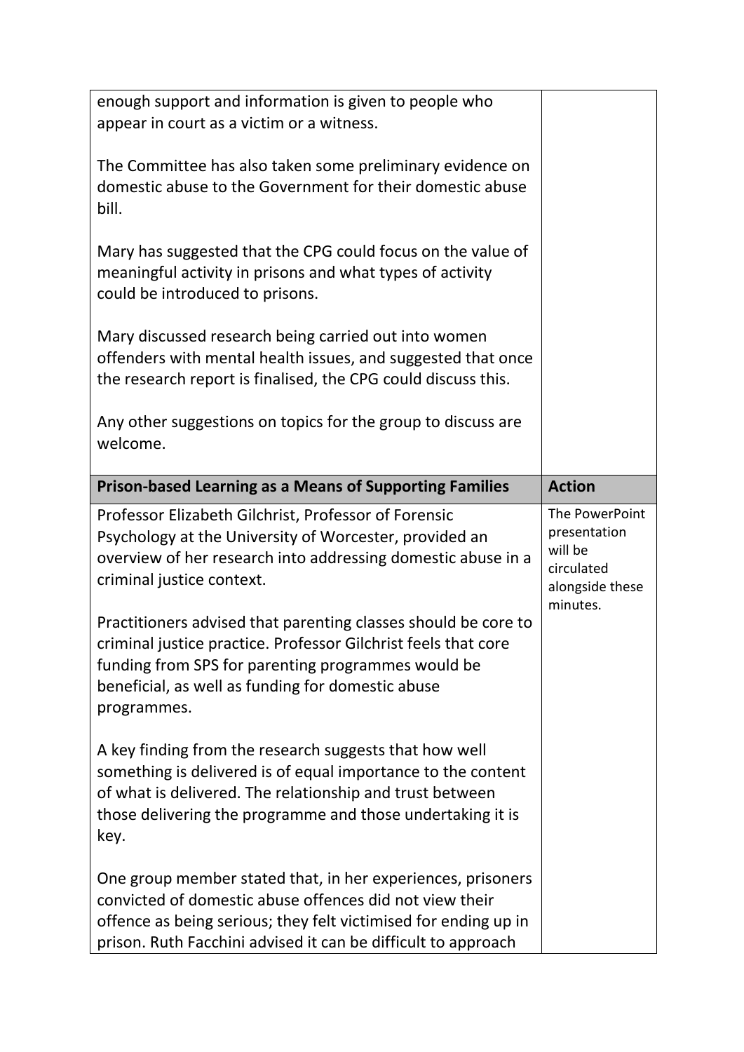| | |
|---|---|
| enough support and information is given to people who appear in court as a victim or a witness.<br><br>The Committee has also taken some preliminary evidence on domestic abuse to the Government for their domestic abuse bill.<br><br>Mary has suggested that the CPG could focus on the value of meaningful activity in prisons and what types of activity could be introduced to prisons.<br><br>Mary discussed research being carried out into women offenders with mental health issues, and suggested that once the research report is finalised, the CPG could discuss this.<br><br>Any other suggestions on topics for the group to discuss are welcome. | |
| **Prison-based Learning as a Means of Supporting Families** | **Action** |
| Professor Elizabeth Gilchrist, Professor of Forensic Psychology at the University of Worcester, provided an overview of her research into addressing domestic abuse in a criminal justice context.<br><br>Practitioners advised that parenting classes should be core to criminal justice practice. Professor Gilchrist feels that core funding from SPS for parenting programmes would be beneficial, as well as funding for domestic abuse programmes.<br><br>A key finding from the research suggests that how well something is delivered is of equal importance to the content of what is delivered. The relationship and trust between those delivering the programme and those undertaking it is key.<br><br>One group member stated that, in her experiences, prisoners convicted of domestic abuse offences did not view their offence as being serious; they felt victimised for ending up in prison. Ruth Facchini advised it can be difficult to approach | The PowerPoint presentation will be circulated alongside these minutes. |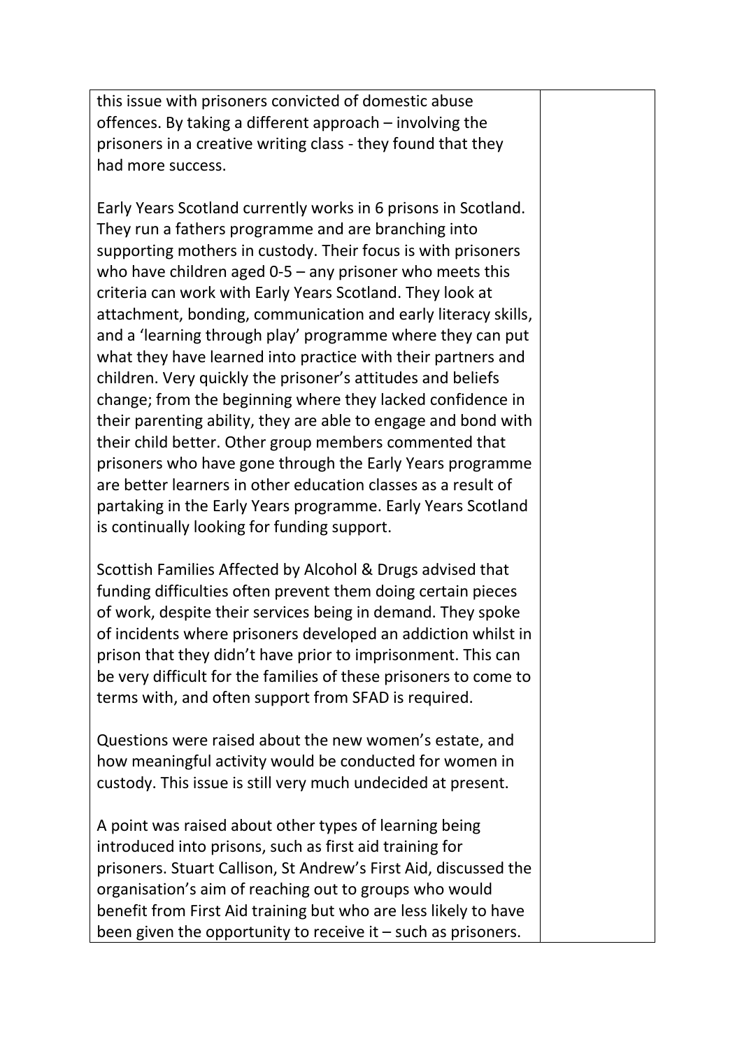| | |
|---|---|
| this issue with prisoners convicted of domestic abuse offences. By taking a different approach – involving the prisoners in a creative writing class - they found that they had more success.<br><br>Early Years Scotland currently works in 6 prisons in Scotland. They run a fathers programme and are branching into supporting mothers in custody. Their focus is with prisoners who have children aged 0-5 – any prisoner who meets this criteria can work with Early Years Scotland. They look at attachment, bonding, communication and early literacy skills, and a 'learning through play' programme where they can put what they have learned into practice with their partners and children. Very quickly the prisoner's attitudes and beliefs change; from the beginning where they lacked confidence in their parenting ability, they are able to engage and bond with their child better. Other group members commented that prisoners who have gone through the Early Years programme are better learners in other education classes as a result of partaking in the Early Years programme. Early Years Scotland is continually looking for funding support.<br><br>Scottish Families Affected by Alcohol & Drugs advised that funding difficulties often prevent them doing certain pieces of work, despite their services being in demand. They spoke of incidents where prisoners developed an addiction whilst in prison that they didn't have prior to imprisonment. This can be very difficult for the families of these prisoners to come to terms with, and often support from SFAD is required.<br><br>Questions were raised about the new women's estate, and how meaningful activity would be conducted for women in custody. This issue is still very much undecided at present.<br><br>A point was raised about other types of learning being introduced into prisons, such as first aid training for prisoners. Stuart Callison, St Andrew's First Aid, discussed the organisation's aim of reaching out to groups who would benefit from First Aid training but who are less likely to have been given the opportunity to receive it – such as prisoners. | |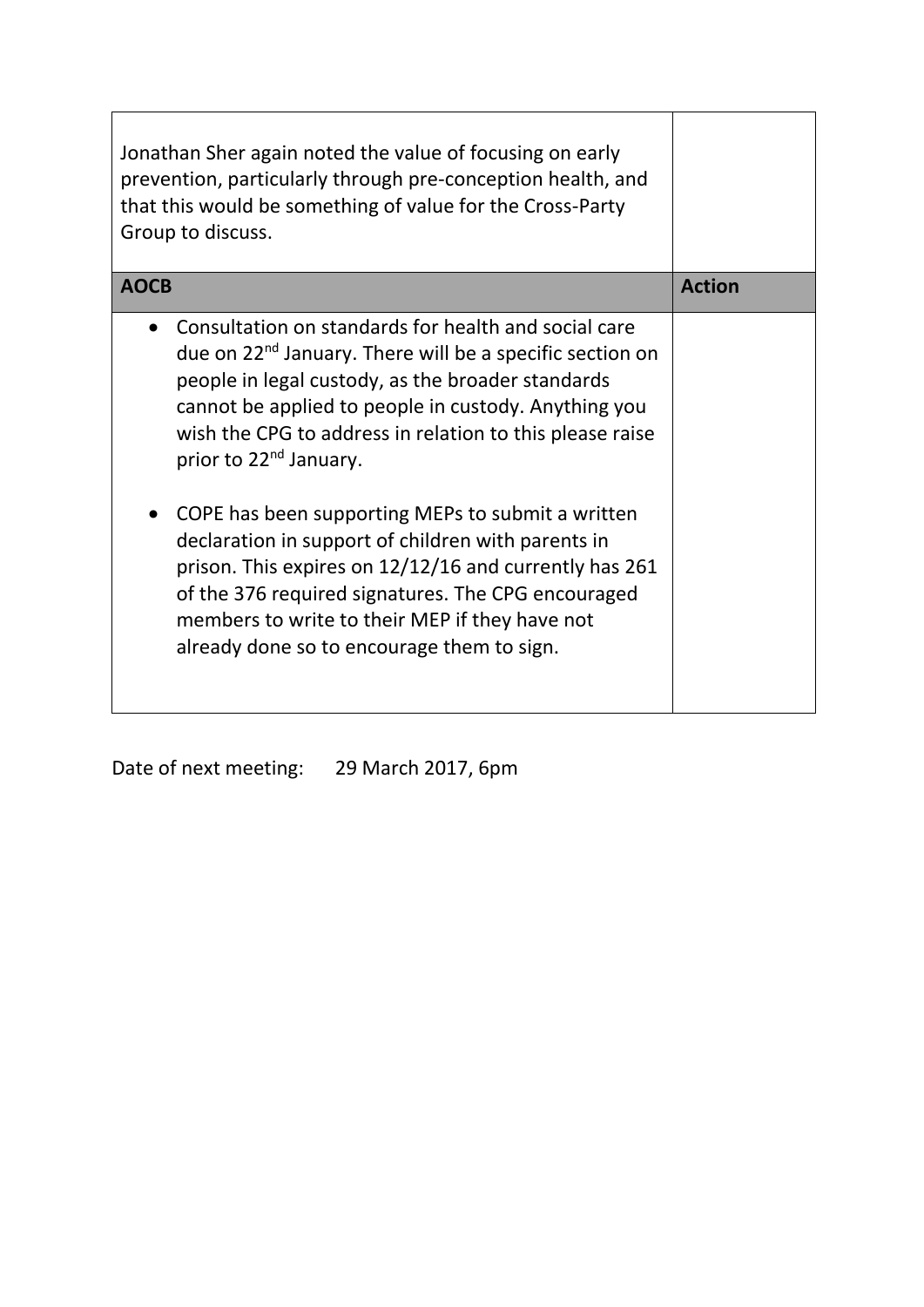| | |
|---|---|
| Jonathan Sher again noted the value of focusing on early prevention, particularly through pre-conception health, and that this would be something of value for the Cross-Party Group to discuss. | |
| **AOCB** | **Action** |
| • Consultation on standards for health and social care due on 22nd January. There will be a specific section on people in legal custody, as the broader standards cannot be applied to people in custody. Anything you wish the CPG to address in relation to this please raise prior to 22nd January.<br><br>• COPE has been supporting MEPs to submit a written declaration in support of children with parents in prison. This expires on 12/12/16 and currently has 261 of the 376 required signatures. The CPG encouraged members to write to their MEP if they have not already done so to encourage them to sign. | |

Date of next meeting: 29 March 2017, 6pm